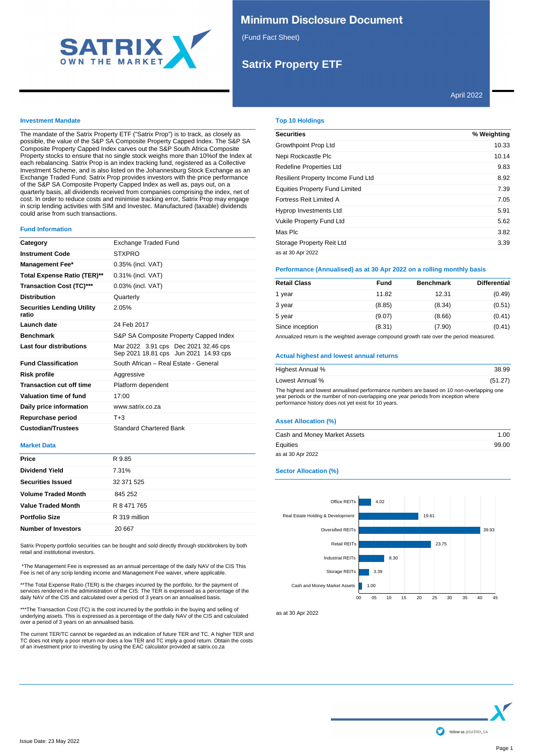# Minimum Disclosure Document

(Fund Fact Sheet)

## Satrix Property ETF

April 2022

### Investment Mandate

The mandate of the Satrix Property ETF ("Satrix Prop") is to track, as closely as possible, the value of the S&P SA Composite Property Capped Index. The S&P SA Composite Property Capped Index carves out the S&P South Africa Composite Property stocks to ensure that no single stock weighs more than 10%of the Index at each rebalancing. Satrix Prop is an index tracking fund, registered as a Collective Investment Scheme, and is also listed on the Johannesburg Stock Exchange as an Exchange Traded Fund. Satrix Prop provides investors with the price performance of the S&P SA Composite Property Capped Index as well as, pays out, on a quarterly basis, all dividends received from companies comprising the index, net of cost. In order to reduce costs and minimise tracking error, Satrix Prop may engage in scrip lending activities with SIM and Investec. Manufactured (taxable) dividends could arise from such transactions.

### Fund Information

| | |
|---|---|
| **Category** | Exchange Traded Fund |
| **Instrument Code** | STXPRO |
| **Management Fee*** | 0.35% (incl. VAT) |
| **Total Expense Ratio (TER)**** | 0.31% (incl. VAT) |
| **Transaction Cost (TC)***** | 0.03% (incl. VAT) |
| **Distribution** | Quarterly |
| **Securities Lending Utility ratio** | 2.05% |
| **Launch date** | 24 Feb 2017 |
| **Benchmark** | S&P SA Composite Property Capped Index |
| **Last four distributions** | Mar 2022 3.91 cps Dec 2021 32.46 cps Sep 2021 18.81 cps Jun 2021 14.93 cps |
| **Fund Classification** | South African – Real Estate - General |
| **Risk profile** | Aggressive |
| **Transaction cut off time** | Platform dependent |
| **Valuation time of fund** | 17:00 |
| **Daily price information** | www.satrix.co.za |
| **Repurchase period** | T+3 |
| **Custodian/Trustees** | Standard Chartered Bank |

### Market Data

| | |
|---|---|
| **Price** | R 9.85 |
| **Dividend Yield** | 7.31% |
| **Securities Issued** | 32 371 525 |
| **Volume Traded Month** | 845 252 |
| **Value Traded Month** | R 8 471 765 |
| **Portfolio Size** | R 319 million |
| **Number of Investors** | 20 667 |

Satrix Property portfolio securities can be bought and sold directly through stockbrokers by both retail and institutional investors.

*The Management Fee is expressed as an annual percentage of the daily NAV of the CIS This Fee is net of any scrip lending income and Management Fee waiver, where applicable.

**The Total Expense Ratio (TER) is the charges incurred by the portfolio, for the payment of services rendered in the administration of the CIS. The TER is expressed as a percentage of the daily NAV of the CIS and calculated over a period of 3 years on an annualised basis.

***The Transaction Cost (TC) is the cost incurred by the portfolio in the buying and selling of underlying assets. This is expressed as a percentage of the daily NAV of the CIS and calculated over a period of 3 years on an annualised basis.

The current TER/TC cannot be regarded as an indication of future TER and TC. A higher TER and TC does not imply a poor return nor does a low TER and TC imply a good return. Obtain the costs of an investment prior to investing by using the EAC calculator provided at satrix.co.za

### Top 10 Holdings

| Securities | % Weighting |
|---|---|
| Growthpoint Prop Ltd | 10.33 |
| Nepi Rockcastle Plc | 10.14 |
| Redefine Properties Ltd | 9.83 |
| Resilient Property Income Fund Ltd | 8.92 |
| Equities Property Fund Limited | 7.39 |
| Fortress Reit Limited A | 7.05 |
| Hyprop Investments Ltd | 5.91 |
| Vukile Property Fund Ltd | 5.62 |
| Mas Plc | 3.82 |
| Storage Property Reit Ltd | 3.39 |

as at 30 Apr 2022

### Performance (Annualised) as at 30 Apr 2022 on a rolling monthly basis

| Retail Class | Fund | Benchmark | Differential |
|---|---|---|---|
| 1 year | 11.82 | 12.31 | (0.49) |
| 3 year | (8.85) | (8.34) | (0.51) |
| 5 year | (9.07) | (8.66) | (0.41) |
| Since inception | (8.31) | (7.90) | (0.41) |

Annualized return is the weighted average compound growth rate over the period measured.

### Actual highest and lowest annual returns

| | |
|---|---|
| Highest Annual % | 38.99 |
| Lowest Annual % | (51.27) |

The highest and lowest annualised performance numbers are based on 10 non-overlapping one year periods or the number of non-overlapping one year periods from inception where performance history does not yet exist for 10 years.

### Asset Allocation (%)

| | |
|---|---|
| Cash and Money Market Assets | 1.00 |
| Equities | 99.00 |

as at 30 Apr 2022

### Sector Allocation (%)

| Sector | % |
|---|---|
| Office REITs | 4.02 |
| Real Estate Holding & Development | 19.61 |
| Diversified REITs | 39.93 |
| Retail REITs | 23.75 |
| Industrial REITs | 8.30 |
| Storage REITs | 3.39 |
| Cash and Money Market Assets | 1.00 |

as at 30 Apr 2022

follow us @SATRIX_SA

Issue Date: 23 May 2022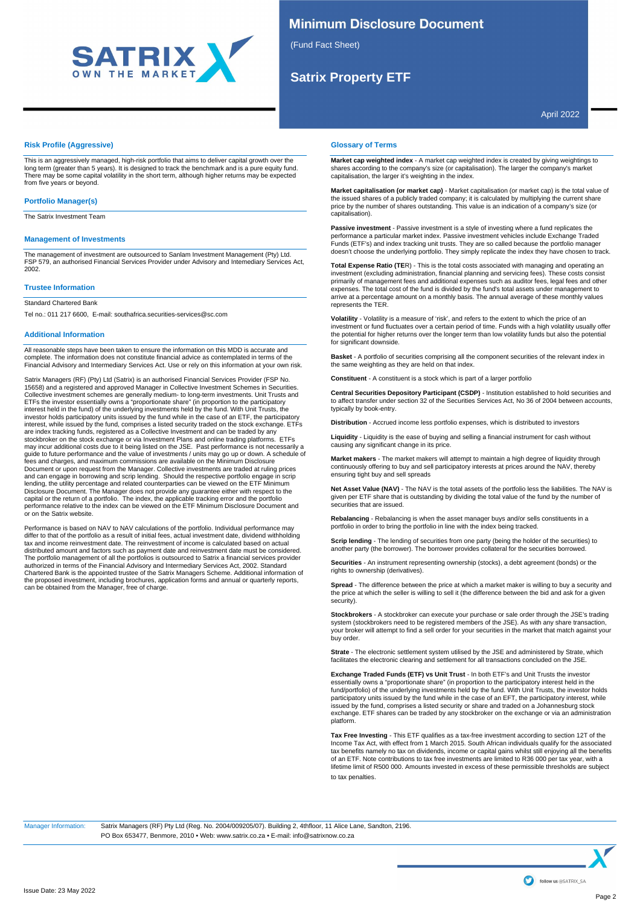# Minimum Disclosure Document

(Fund Fact Sheet)

## Satrix Property ETF

April 2022

### Risk Profile (Aggressive)

This is an aggressively managed, high-risk portfolio that aims to deliver capital growth over the long term (greater than 5 years). It is designed to track the benchmark and is a pure equity fund. There may be some capital volatility in the short term, although higher returns may be expected from five years or beyond.

### Portfolio Manager(s)

The Satrix Investment Team

### Management of Investments

The management of investment are outsourced to Sanlam Investment Management (Pty) Ltd. FSP 579, an authorised Financial Services Provider under Advisory and Intemediary Services Act, 2002.

### Trustee Information

Standard Chartered Bank

Tel no.: 011 217 6600, E-mail: southafrica.securities-services@sc.com

### Additional Information

All reasonable steps have been taken to ensure the information on this MDD is accurate and complete. The information does not constitute financial advice as contemplated in terms of the Financial Advisory and Intermediary Services Act. Use or rely on this information at your own risk.

Satrix Managers (RF) (Pty) Ltd (Satrix) is an authorised Financial Services Provider (FSP No. 15658) and a registered and approved Manager in Collective Investment Schemes in Securities. Collective investment schemes are generally medium- to long-term investments. Unit Trusts and ETFs the investor essentially owns a "proportionate share" (in proportion to the participatory interest held in the fund) of the underlying investments held by the fund. With Unit Trusts, the investor holds participatory units issued by the fund while in the case of an ETF, the participatory interest, while issued by the fund, comprises a listed security traded on the stock exchange. ETFs are index tracking funds, registered as a Collective Investment and can be traded by any stockbroker on the stock exchange or via Investment Plans and online trading platforms. ETFs may incur additional costs due to it being listed on the JSE. Past performance is not necessarily a guide to future performance and the value of investments / units may go up or down. A schedule of fees and charges, and maximum commissions are available on the Minimum Disclosure Document or upon request from the Manager. Collective investments are traded at ruling prices and can engage in borrowing and scrip lending. Should the respective portfolio engage in scrip lending, the utility percentage and related counterparties can be viewed on the ETF Minimum Disclosure Document. The Manager does not provide any guarantee either with respect to the capital or the return of a portfolio. The index, the applicable tracking error and the portfolio performance relative to the index can be viewed on the ETF Minimum Disclosure Document and or on the Satrix website.

Performance is based on NAV to NAV calculations of the portfolio. Individual performance may differ to that of the portfolio as a result of initial fees, actual investment date, dividend withholding tax and income reinvestment date. The reinvestment of income is calculated based on actual distributed amount and factors such as payment date and reinvestment date must be considered. The portfolio management of all the portfolios is outsourced to Satrix a financial services provider authorized in terms of the Financial Advisory and Intermediary Services Act, 2002. Standard Chartered Bank is the appointed trustee of the Satrix Managers Scheme. Additional information of the proposed investment, including brochures, application forms and annual or quarterly reports, can be obtained from the Manager, free of charge.

### Glossary of Terms

**Market cap weighted index** - A market cap weighted index is created by giving weightings to shares according to the company's size (or capitalisation). The larger the company's market capitalisation, the larger it's weighting in the index.

**Market capitalisation (or market cap)** - Market capitalisation (or market cap) is the total value of the issued shares of a publicly traded company; it is calculated by multiplying the current share price by the number of shares outstanding. This value is an indication of a company's size (or capitalisation).

**Passive investment** - Passive investment is a style of investing where a fund replicates the performance a particular market index. Passive investment vehicles include Exchange Traded Funds (ETF's) and index tracking unit trusts. They are so called because the portfolio manager doesn't choose the underlying portfolio. They simply replicate the index they have chosen to track.

**Total Expense Ratio (TER)** - This is the total costs associated with managing and operating an investment (excluding administration, financial planning and servicing fees). These costs consist primarily of management fees and additional expenses such as auditor fees, legal fees and other expenses. The total cost of the fund is divided by the fund's total assets under management to arrive at a percentage amount on a monthly basis. The annual average of these monthly values represents the TER.

**Volatility** - Volatility is a measure of 'risk', and refers to the extent to which the price of an investment or fund fluctuates over a certain period of time. Funds with a high volatility usually offer the potential for higher returns over the longer term than low volatility funds but also the potential for significant downside.

**Basket** - A portfolio of securities comprising all the component securities of the relevant index in the same weighting as they are held on that index.

**Constituent** - A constituent is a stock which is part of a larger portfolio

**Central Securities Depository Participant (CSDP)** - Institution established to hold securities and to affect transfer under section 32 of the Securities Services Act, No 36 of 2004 between accounts, typically by book-entry.

**Distribution** - Accrued income less portfolio expenses, which is distributed to investors

**Liquidity** - Liquidity is the ease of buying and selling a financial instrument for cash without causing any significant change in its price.

**Market makers** - The market makers will attempt to maintain a high degree of liquidity through continuously offering to buy and sell participatory interests at prices around the NAV, thereby ensuring tight buy and sell spreads

**Net Asset Value (NAV)** - The NAV is the total assets of the portfolio less the liabilities. The NAV is given per ETF share that is outstanding by dividing the total value of the fund by the number of securities that are issued.

**Rebalancing** - Rebalancing is when the asset manager buys and/or sells constituents in a portfolio in order to bring the portfolio in line with the index being tracked.

**Scrip lending** - The lending of securities from one party (being the holder of the securities) to another party (the borrower). The borrower provides collateral for the securities borrowed.

**Securities** - An instrument representing ownership (stocks), a debt agreement (bonds) or the rights to ownership (derivatives).

**Spread** - The difference between the price at which a market maker is willing to buy a security and the price at which the seller is willing to sell it (the difference between the bid and ask for a given security).

**Stockbrokers** - A stockbroker can execute your purchase or sale order through the JSE's trading system (stockbrokers need to be registered members of the JSE). As with any share transaction, your broker will attempt to find a sell order for your securities in the market that match against your buy order.

**Strate** - The electronic settlement system utilised by the JSE and administered by Strate, which facilitates the electronic clearing and settlement for all transactions concluded on the JSE.

**Exchange Traded Funds (ETF) vs Unit Trust** - In both ETF's and Unit Trusts the investor essentially owns a "proportionate share" (in proportion to the participatory interest held in the fund/portfolio) of the underlying investments held by the fund. With Unit Trusts, the investor holds participatory units issued by the fund while in the case of an EFT, the participatory interest, while issued by the fund, comprises a listed security or share and traded on a Johannesburg stock exchange. ETF shares can be traded by any stockbroker on the exchange or via an administration platform.

**Tax Free Investing** - This ETF qualifies as a tax-free investment according to section 12T of the Income Tax Act, with effect from 1 March 2015. South African individuals qualify for the associated tax benefits namely no tax on dividends, income or capital gains whilst still enjoying all the benefits of an ETF. Note contributions to tax free investments are limited to R36 000 per tax year, with a lifetime limit of R500 000. Amounts invested in excess of these permissible thresholds are subject to tax penalties.

Manager Information: Satrix Managers (RF) Pty Ltd (Reg. No. 2004/009205/07). Building 2, 4thfloor, 11 Alice Lane, Sandton, 2196. PO Box 653477, Benmore, 2010 • Web: www.satrix.co.za • E-mail: info@satrixnow.co.za

Issue Date: 23 May 2022

follow us @SATRIX_SA